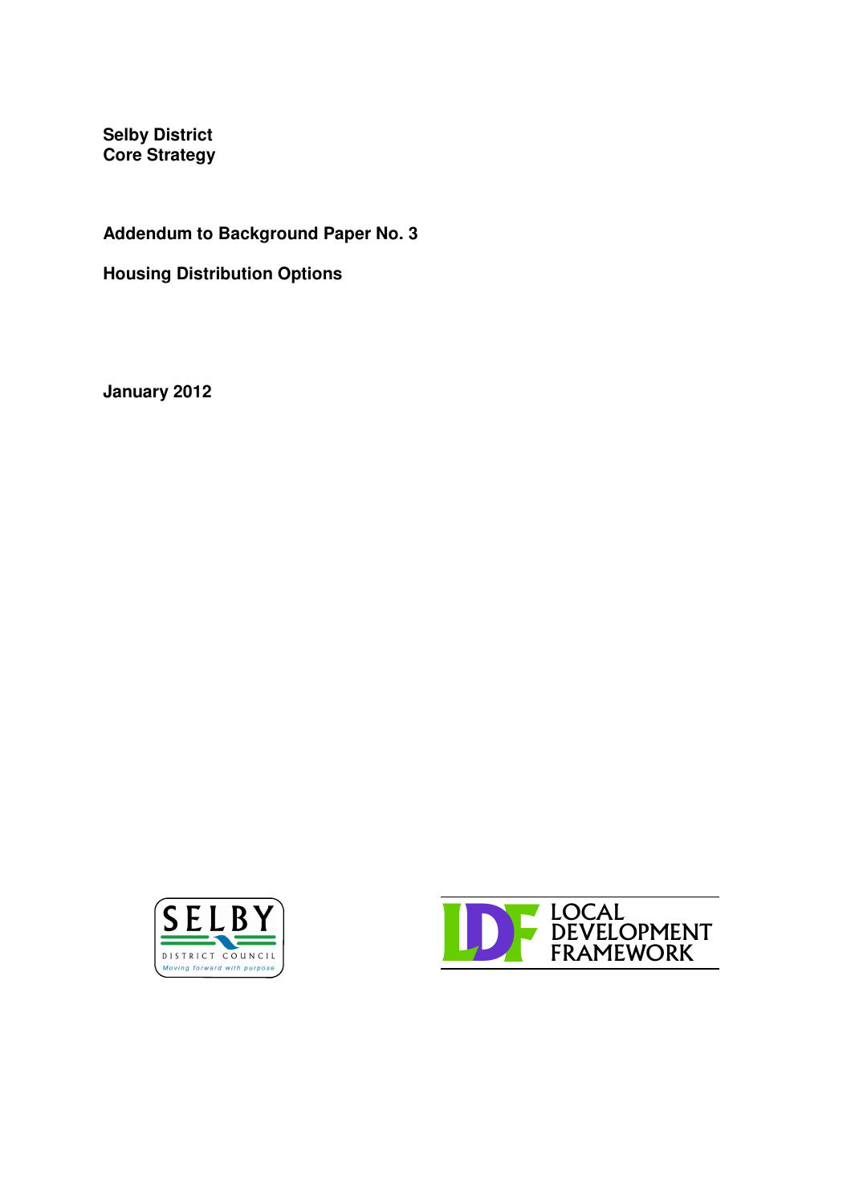**Selby District**
**Core Strategy**

**Addendum to Background Paper No. 3**

**Housing Distribution Options**

**January 2012**

SELBY DISTRICT COUNCIL
*Moving forward with purpose*

LDF LOCAL DEVELOPMENT FRAMEWORK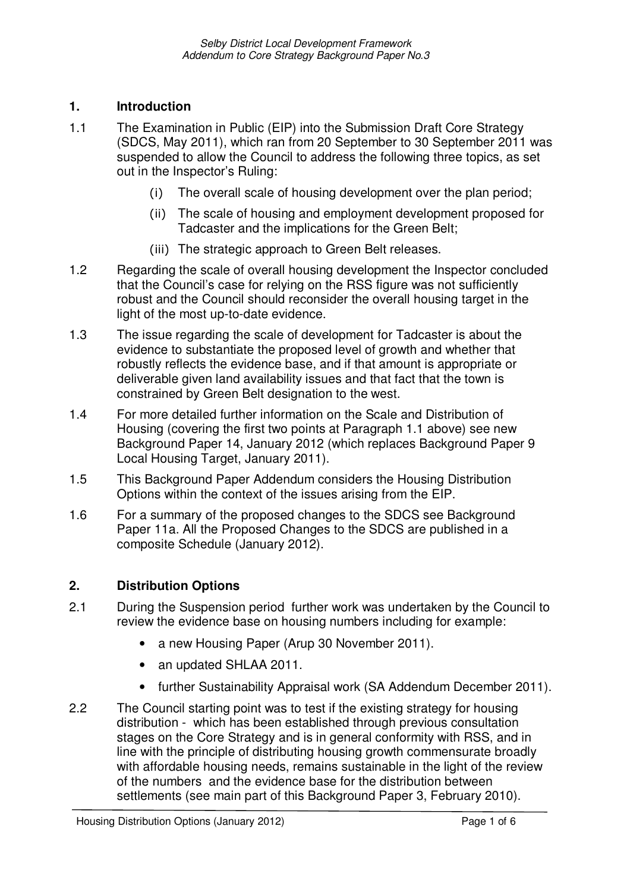## 1. Introduction

1.1 The Examination in Public (EIP) into the Submission Draft Core Strategy (SDCS, May 2011), which ran from 20 September to 30 September 2011 was suspended to allow the Council to address the following three topics, as set out in the Inspector's Ruling:

(i) The overall scale of housing development over the plan period;

(ii) The scale of housing and employment development proposed for Tadcaster and the implications for the Green Belt;

(iii) The strategic approach to Green Belt releases.

1.2 Regarding the scale of overall housing development the Inspector concluded that the Council's case for relying on the RSS figure was not sufficiently robust and the Council should reconsider the overall housing target in the light of the most up-to-date evidence.

1.3 The issue regarding the scale of development for Tadcaster is about the evidence to substantiate the proposed level of growth and whether that robustly reflects the evidence base, and if that amount is appropriate or deliverable given land availability issues and that fact that the town is constrained by Green Belt designation to the west.

1.4 For more detailed further information on the Scale and Distribution of Housing (covering the first two points at Paragraph 1.1 above) see new Background Paper 14, January 2012 (which replaces Background Paper 9 Local Housing Target, January 2011).

1.5 This Background Paper Addendum considers the Housing Distribution Options within the context of the issues arising from the EIP.

1.6 For a summary of the proposed changes to the SDCS see Background Paper 11a. All the Proposed Changes to the SDCS are published in a composite Schedule (January 2012).

## 2. Distribution Options

2.1 During the Suspension period further work was undertaken by the Council to review the evidence base on housing numbers including for example:

- a new Housing Paper (Arup 30 November 2011).
- an updated SHLAA 2011.
- further Sustainability Appraisal work (SA Addendum December 2011).

2.2 The Council starting point was to test if the existing strategy for housing distribution - which has been established through previous consultation stages on the Core Strategy and is in general conformity with RSS, and in line with the principle of distributing housing growth commensurate broadly with affordable housing needs, remains sustainable in the light of the review of the numbers and the evidence base for the distribution between settlements (see main part of this Background Paper 3, February 2010).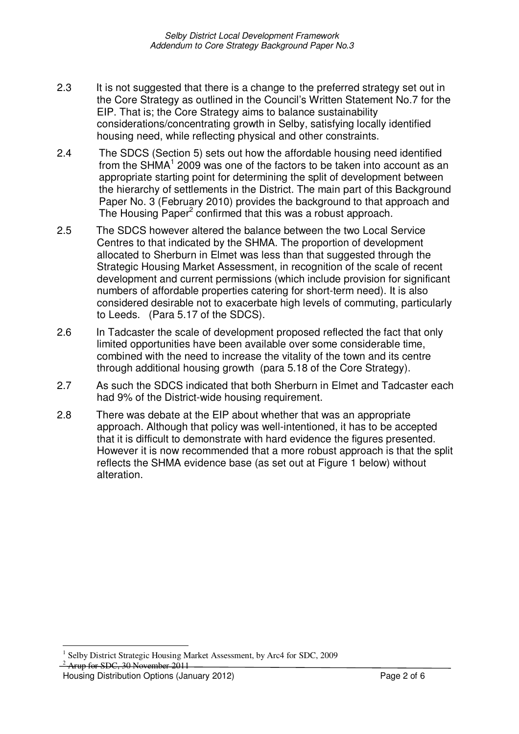2.3 It is not suggested that there is a change to the preferred strategy set out in the Core Strategy as outlined in the Council's Written Statement No.7 for the EIP. That is; the Core Strategy aims to balance sustainability considerations/concentrating growth in Selby, satisfying locally identified housing need, while reflecting physical and other constraints.

2.4 The SDCS (Section 5) sets out how the affordable housing need identified from the SHMA[1] 2009 was one of the factors to be taken into account as an appropriate starting point for determining the split of development between the hierarchy of settlements in the District. The main part of this Background Paper No. 3 (February 2010) provides the background to that approach and The Housing Paper[2] confirmed that this was a robust approach.

2.5 The SDCS however altered the balance between the two Local Service Centres to that indicated by the SHMA. The proportion of development allocated to Sherburn in Elmet was less than that suggested through the Strategic Housing Market Assessment, in recognition of the scale of recent development and current permissions (which include provision for significant numbers of affordable properties catering for short-term need). It is also considered desirable not to exacerbate high levels of commuting, particularly to Leeds. (Para 5.17 of the SDCS).

2.6 In Tadcaster the scale of development proposed reflected the fact that only limited opportunities have been available over some considerable time, combined with the need to increase the vitality of the town and its centre through additional housing growth (para 5.18 of the Core Strategy).

2.7 As such the SDCS indicated that both Sherburn in Elmet and Tadcaster each had 9% of the District-wide housing requirement.

2.8 There was debate at the EIP about whether that was an appropriate approach. Although that policy was well-intentioned, it has to be accepted that it is difficult to demonstrate with hard evidence the figures presented. However it is now recommended that a more robust approach is that the split reflects the SHMA evidence base (as set out at Figure 1 below) without alteration.

[1] Selby District Strategic Housing Market Assessment, by Arc4 for SDC, 2009

[2] Arup for SDC, 30 November 2011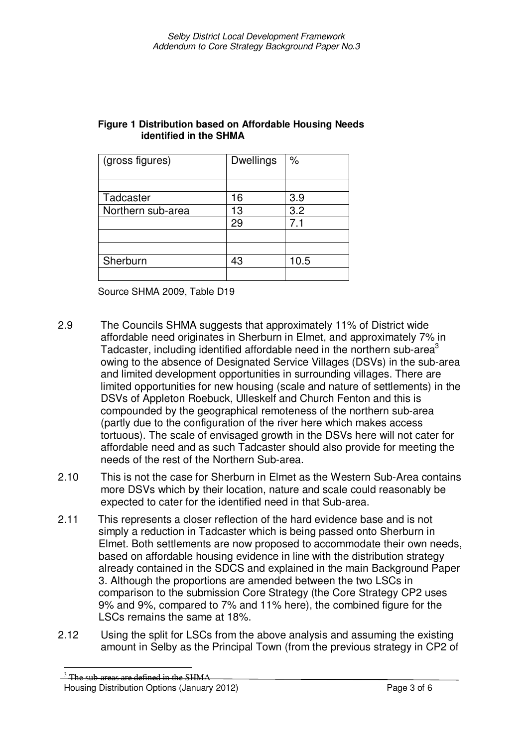**Figure 1 Distribution based on Affordable Housing Needs identified in the SHMA**

| (gross figures) | Dwellings | % |
|---|---|---|
| | | |
| Tadcaster | 16 | 3.9 |
| Northern sub-area | 13 | 3.2 |
| | 29 | 7.1 |
| | | |
| | | |
| Sherburn | 43 | 10.5 |
| | | |

Source SHMA 2009, Table D19

2.9 The Councils SHMA suggests that approximately 11% of District wide affordable need originates in Sherburn in Elmet, and approximately 7% in Tadcaster, including identified affordable need in the northern sub-area[3] owing to the absence of Designated Service Villages (DSVs) in the sub-area and limited development opportunities in surrounding villages. There are limited opportunities for new housing (scale and nature of settlements) in the DSVs of Appleton Roebuck, Ulleskelf and Church Fenton and this is compounded by the geographical remoteness of the northern sub-area (partly due to the configuration of the river here which makes access tortuous). The scale of envisaged growth in the DSVs here will not cater for affordable need and as such Tadcaster should also provide for meeting the needs of the rest of the Northern Sub-area.

2.10 This is not the case for Sherburn in Elmet as the Western Sub-Area contains more DSVs which by their location, nature and scale could reasonably be expected to cater for the identified need in that Sub-area.

2.11 This represents a closer reflection of the hard evidence base and is not simply a reduction in Tadcaster which is being passed onto Sherburn in Elmet. Both settlements are now proposed to accommodate their own needs, based on affordable housing evidence in line with the distribution strategy already contained in the SDCS and explained in the main Background Paper 3. Although the proportions are amended between the two LSCs in comparison to the submission Core Strategy (the Core Strategy CP2 uses 9% and 9%, compared to 7% and 11% here), the combined figure for the LSCs remains the same at 18%.

2.12 Using the split for LSCs from the above analysis and assuming the existing amount in Selby as the Principal Town (from the previous strategy in CP2 of

[3] The sub-areas are defined in the SHMA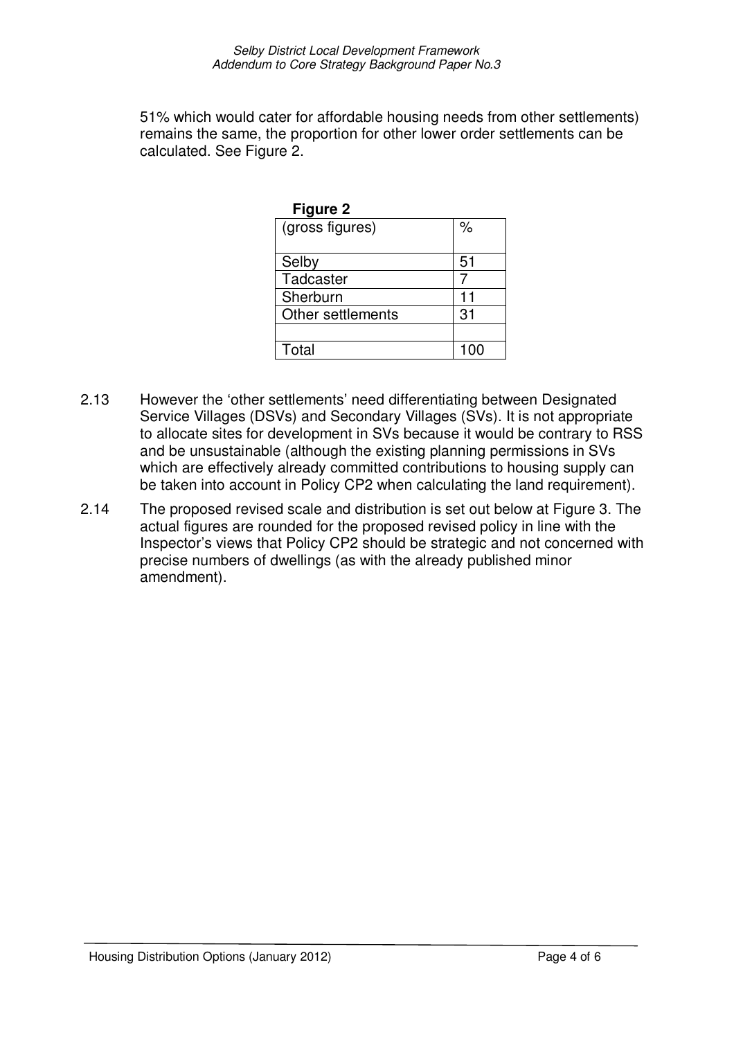51% which would cater for affordable housing needs from other settlements) remains the same, the proportion for other lower order settlements can be calculated. See Figure 2.

**Figure 2**

| (gross figures) | % |
|---|---|
| Selby | 51 |
| Tadcaster | 7 |
| Sherburn | 11 |
| Other settlements | 31 |
| | |
| Total | 100 |

2.13 However the 'other settlements' need differentiating between Designated Service Villages (DSVs) and Secondary Villages (SVs). It is not appropriate to allocate sites for development in SVs because it would be contrary to RSS and be unsustainable (although the existing planning permissions in SVs which are effectively already committed contributions to housing supply can be taken into account in Policy CP2 when calculating the land requirement).

2.14 The proposed revised scale and distribution is set out below at Figure 3. The actual figures are rounded for the proposed revised policy in line with the Inspector's views that Policy CP2 should be strategic and not concerned with precise numbers of dwellings (as with the already published minor amendment).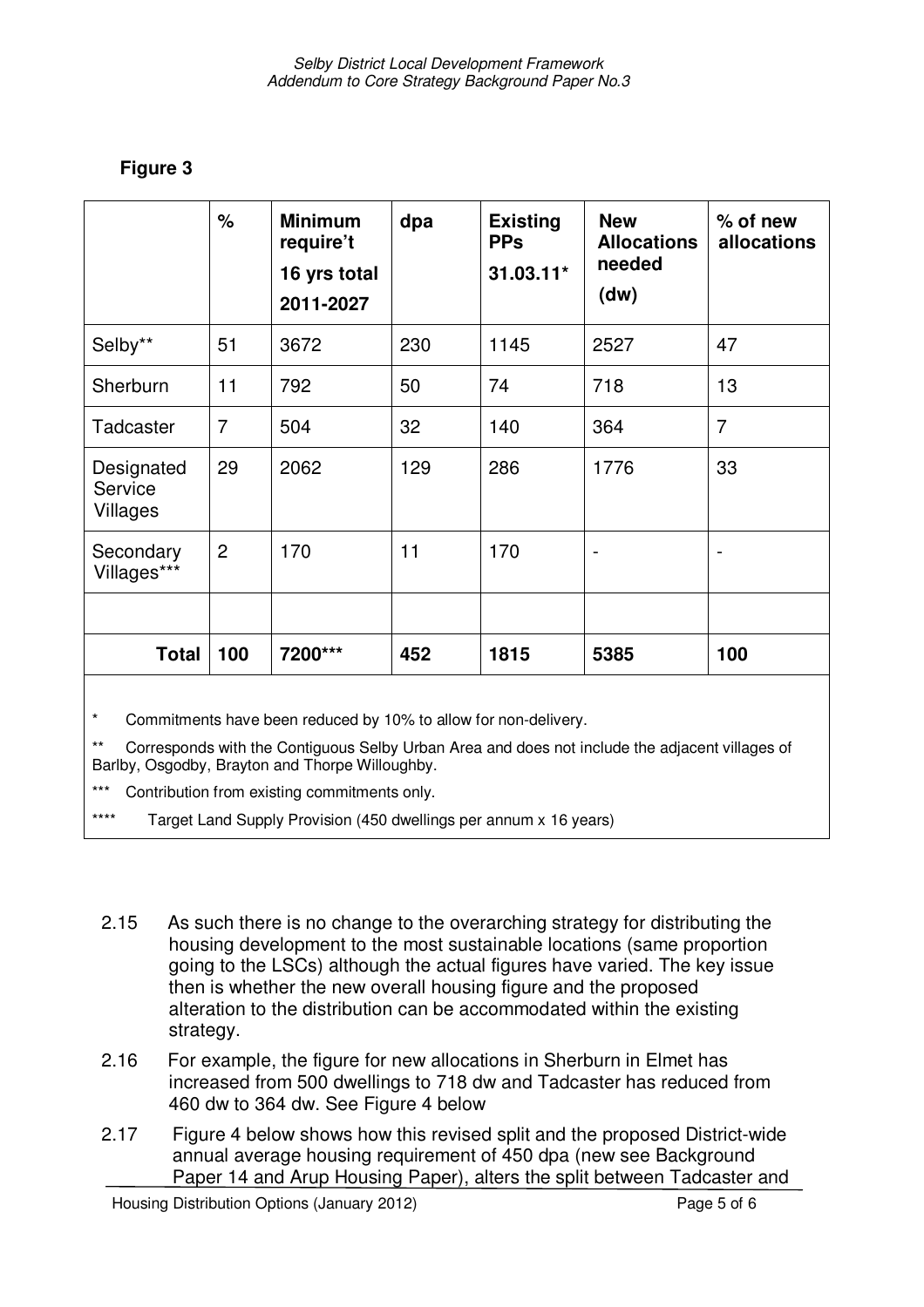**Figure 3**

| | % | Minimum require't 16 yrs total 2011-2027 | dpa | Existing PPs 31.03.11* | New Allocations needed (dw) | % of new allocations |
|---|---|---|---|---|---|---|
| Selby** | 51 | 3672 | 230 | 1145 | 2527 | 47 |
| Sherburn | 11 | 792 | 50 | 74 | 718 | 13 |
| Tadcaster | 7 | 504 | 32 | 140 | 364 | 7 |
| Designated Service Villages | 29 | 2062 | 129 | 286 | 1776 | 33 |
| Secondary Villages*** | 2 | 170 | 11 | 170 | - | - |
| | | | | | | |
| **Total** | **100** | **7200***** | **452** | **1815** | **5385** | **100** |

\* Commitments have been reduced by 10% to allow for non-delivery.

\*\* Corresponds with the Contiguous Selby Urban Area and does not include the adjacent villages of Barlby, Osgodby, Brayton and Thorpe Willoughby.

\*\*\* Contribution from existing commitments only.

\*\*\*\* Target Land Supply Provision (450 dwellings per annum x 16 years)

2.15 As such there is no change to the overarching strategy for distributing the housing development to the most sustainable locations (same proportion going to the LSCs) although the actual figures have varied. The key issue then is whether the new overall housing figure and the proposed alteration to the distribution can be accommodated within the existing strategy.

2.16 For example, the figure for new allocations in Sherburn in Elmet has increased from 500 dwellings to 718 dw and Tadcaster has reduced from 460 dw to 364 dw. See Figure 4 below

2.17 Figure 4 below shows how this revised split and the proposed District-wide annual average housing requirement of 450 dpa (new see Background Paper 14 and Arup Housing Paper), alters the split between Tadcaster and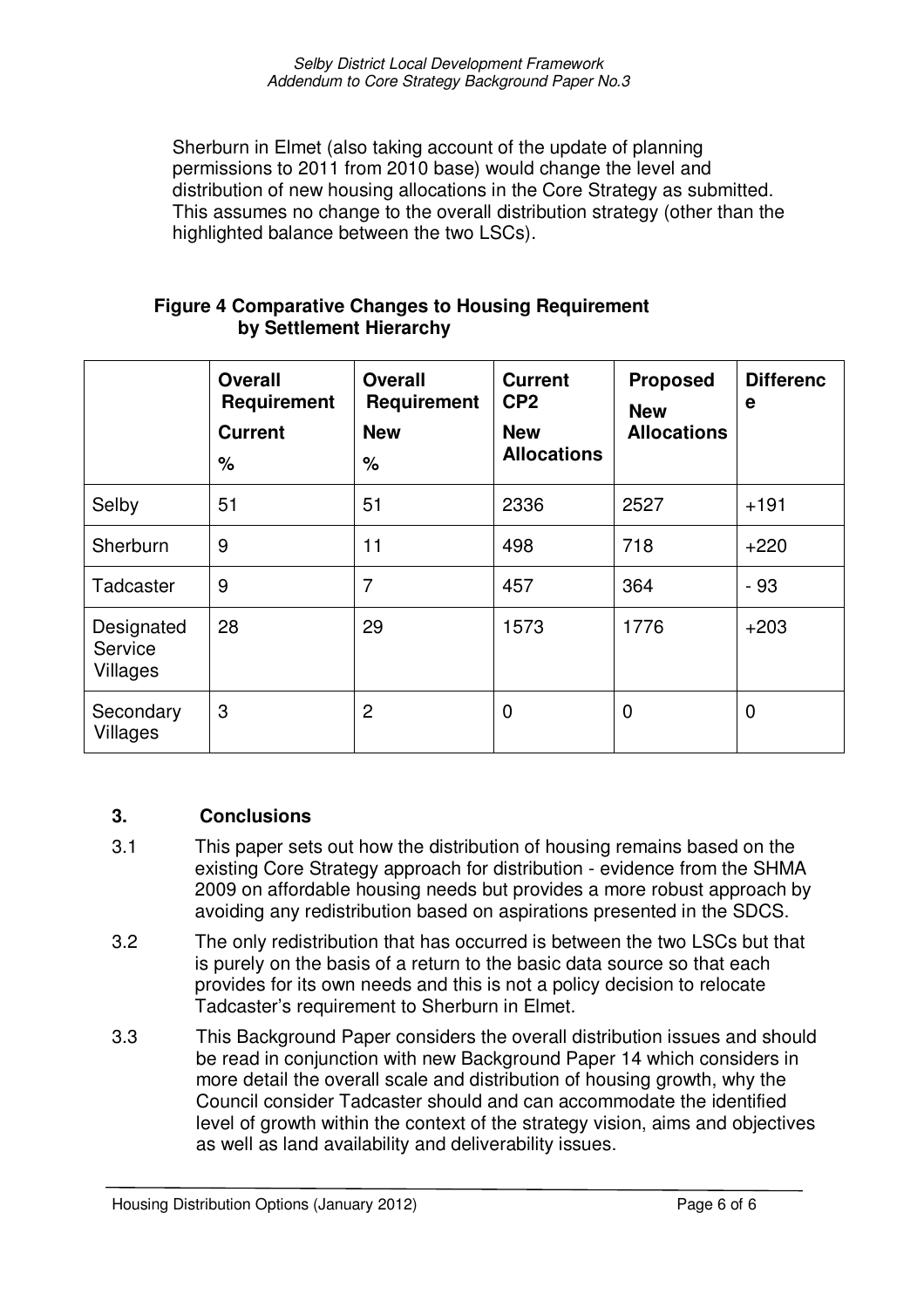Sherburn in Elmet (also taking account of the update of planning permissions to 2011 from 2010 base) would change the level and distribution of new housing allocations in the Core Strategy as submitted. This assumes no change to the overall distribution strategy (other than the highlighted balance between the two LSCs).

**Figure 4 Comparative Changes to Housing Requirement by Settlement Hierarchy**

| | Overall Requirement Current % | Overall Requirement New % | Current CP2 New Allocations | Proposed New Allocations | Difference |
|---|---|---|---|---|---|
| Selby | 51 | 51 | 2336 | 2527 | +191 |
| Sherburn | 9 | 11 | 498 | 718 | +220 |
| Tadcaster | 9 | 7 | 457 | 364 | - 93 |
| Designated Service Villages | 28 | 29 | 1573 | 1776 | +203 |
| Secondary Villages | 3 | 2 | 0 | 0 | 0 |

## 3. Conclusions

3.1 This paper sets out how the distribution of housing remains based on the existing Core Strategy approach for distribution - evidence from the SHMA 2009 on affordable housing needs but provides a more robust approach by avoiding any redistribution based on aspirations presented in the SDCS.

3.2 The only redistribution that has occurred is between the two LSCs but that is purely on the basis of a return to the basic data source so that each provides for its own needs and this is not a policy decision to relocate Tadcaster's requirement to Sherburn in Elmet.

3.3 This Background Paper considers the overall distribution issues and should be read in conjunction with new Background Paper 14 which considers in more detail the overall scale and distribution of housing growth, why the Council consider Tadcaster should and can accommodate the identified level of growth within the context of the strategy vision, aims and objectives as well as land availability and deliverability issues.